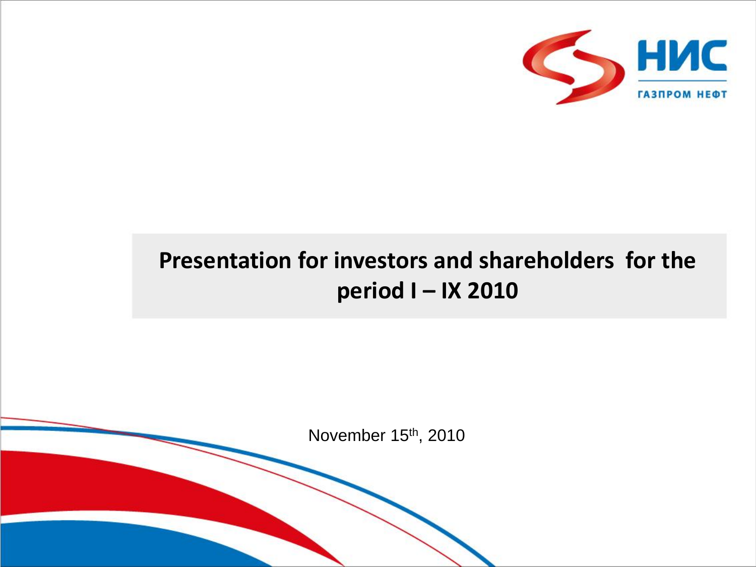НИС

ГАЗПРОМ НЕФТ

# Presentation for investors and shareholders for the period I – IX 2010

November 15th, 2010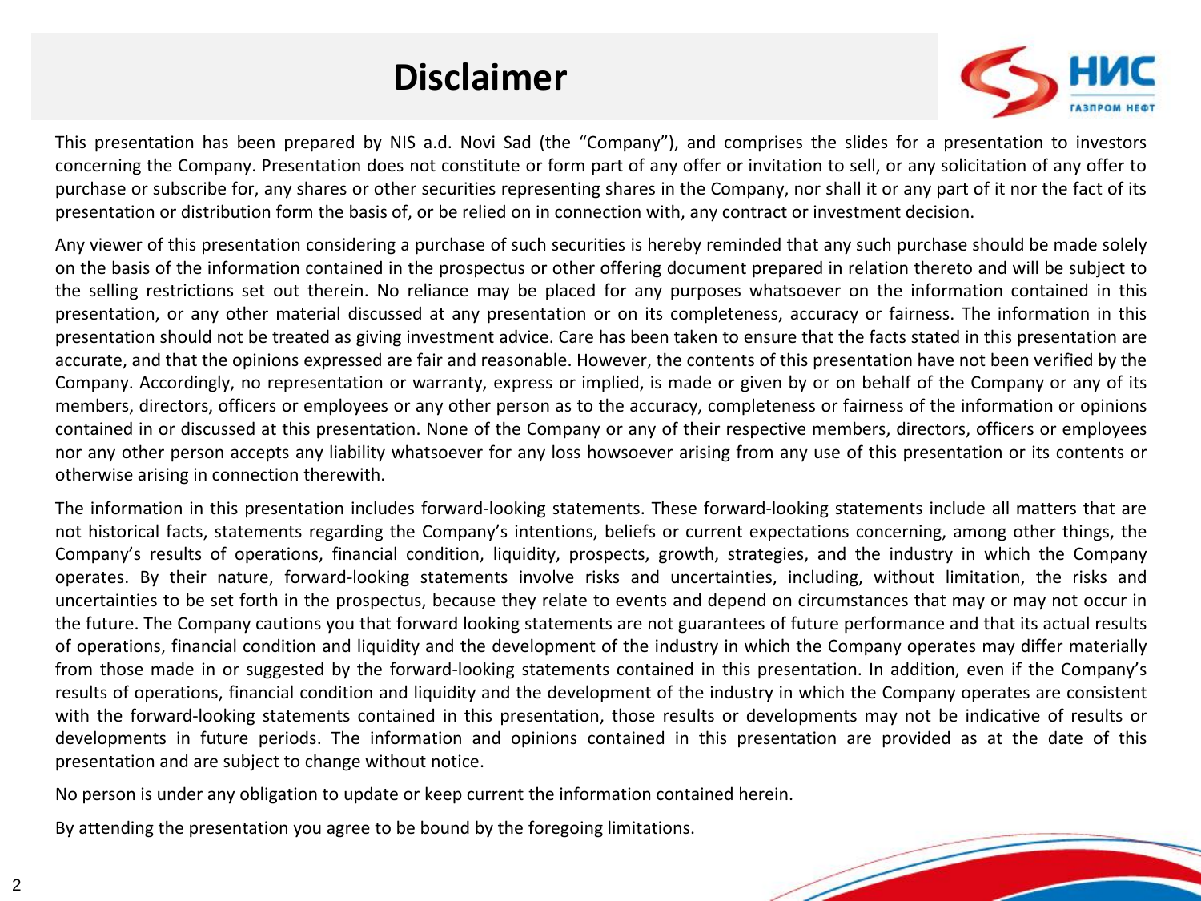# Disclaimer

This presentation has been prepared by NIS a.d. Novi Sad (the “Company”), and comprises the slides for a presentation to investors concerning the Company. Presentation does not constitute or form part of any offer or invitation to sell, or any solicitation of any offer to purchase or subscribe for, any shares or other securities representing shares in the Company, nor shall it or any part of it nor the fact of its presentation or distribution form the basis of, or be relied on in connection with, any contract or investment decision.

Any viewer of this presentation considering a purchase of such securities is hereby reminded that any such purchase should be made solely on the basis of the information contained in the prospectus or other offering document prepared in relation thereto and will be subject to the selling restrictions set out therein. No reliance may be placed for any purposes whatsoever on the information contained in this presentation, or any other material discussed at any presentation or on its completeness, accuracy or fairness. The information in this presentation should not be treated as giving investment advice. Care has been taken to ensure that the facts stated in this presentation are accurate, and that the opinions expressed are fair and reasonable. However, the contents of this presentation have not been verified by the Company. Accordingly, no representation or warranty, express or implied, is made or given by or on behalf of the Company or any of its members, directors, officers or employees or any other person as to the accuracy, completeness or fairness of the information or opinions contained in or discussed at this presentation. None of the Company or any of their respective members, directors, officers or employees nor any other person accepts any liability whatsoever for any loss howsoever arising from any use of this presentation or its contents or otherwise arising in connection therewith.

The information in this presentation includes forward-looking statements. These forward-looking statements include all matters that are not historical facts, statements regarding the Company’s intentions, beliefs or current expectations concerning, among other things, the Company’s results of operations, financial condition, liquidity, prospects, growth, strategies, and the industry in which the Company operates. By their nature, forward-looking statements involve risks and uncertainties, including, without limitation, the risks and uncertainties to be set forth in the prospectus, because they relate to events and depend on circumstances that may or may not occur in the future. The Company cautions you that forward looking statements are not guarantees of future performance and that its actual results of operations, financial condition and liquidity and the development of the industry in which the Company operates may differ materially from those made in or suggested by the forward-looking statements contained in this presentation. In addition, even if the Company’s results of operations, financial condition and liquidity and the development of the industry in which the Company operates are consistent with the forward-looking statements contained in this presentation, those results or developments may not be indicative of results or developments in future periods. The information and opinions contained in this presentation are provided as at the date of this presentation and are subject to change without notice.

No person is under any obligation to update or keep current the information contained herein.

By attending the presentation you agree to be bound by the foregoing limitations.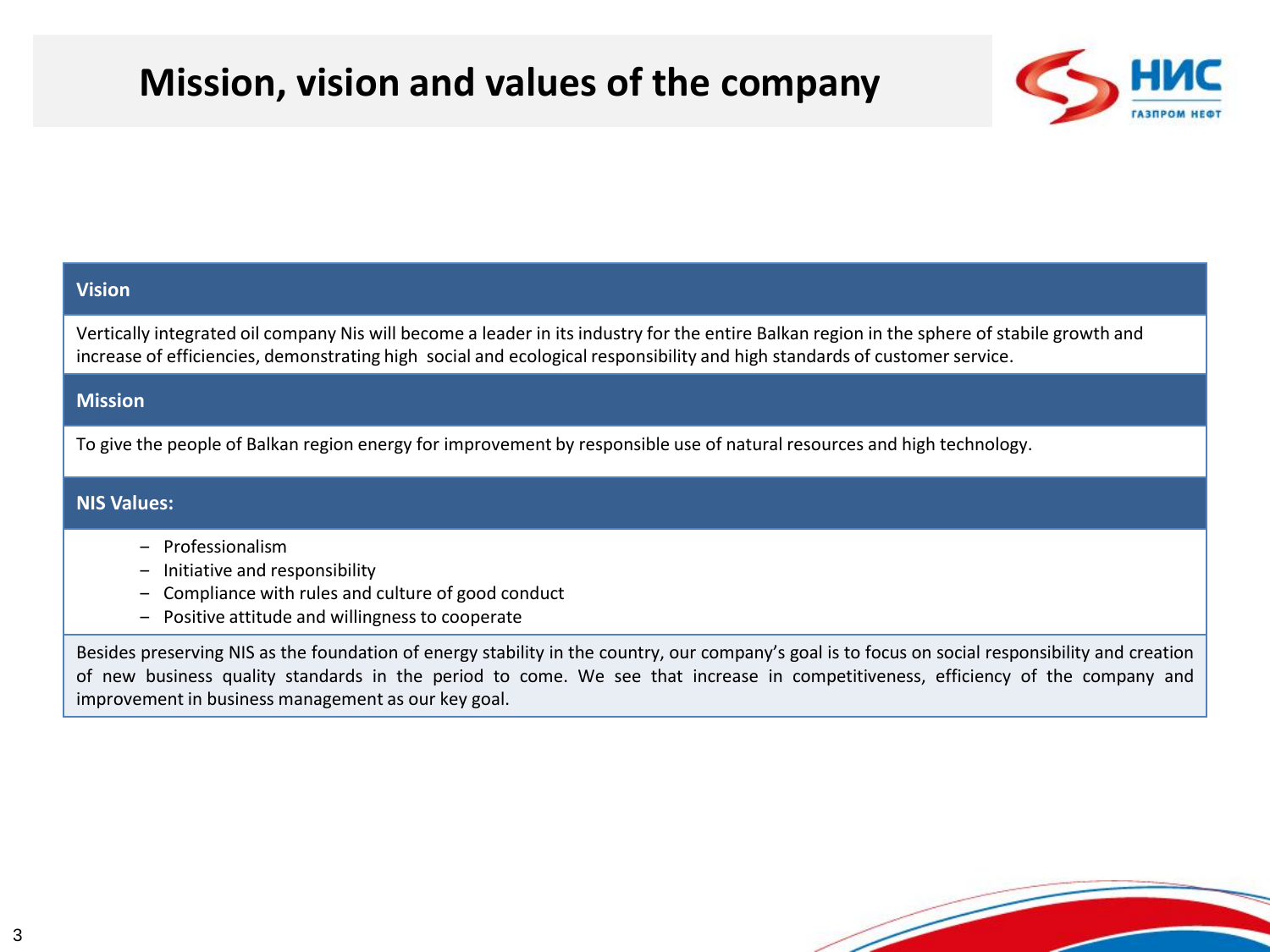# Mission, vision and values of the company

### Vision

Vertically integrated oil company Nis will become a leader in its industry for the entire Balkan region in the sphere of stabile growth and increase of efficiencies, demonstrating high social and ecological responsibility and high standards of customer service.

### Mission

To give the people of Balkan region energy for improvement by responsible use of natural resources and high technology.

### NIS Values:

- Professionalism
- Initiative and responsibility
- Compliance with rules and culture of good conduct
- Positive attitude and willingness to cooperate

Besides preserving NIS as the foundation of energy stability in the country, our company's goal is to focus on social responsibility and creation of new business quality standards in the period to come. We see that increase in competitiveness, efficiency of the company and improvement in business management as our key goal.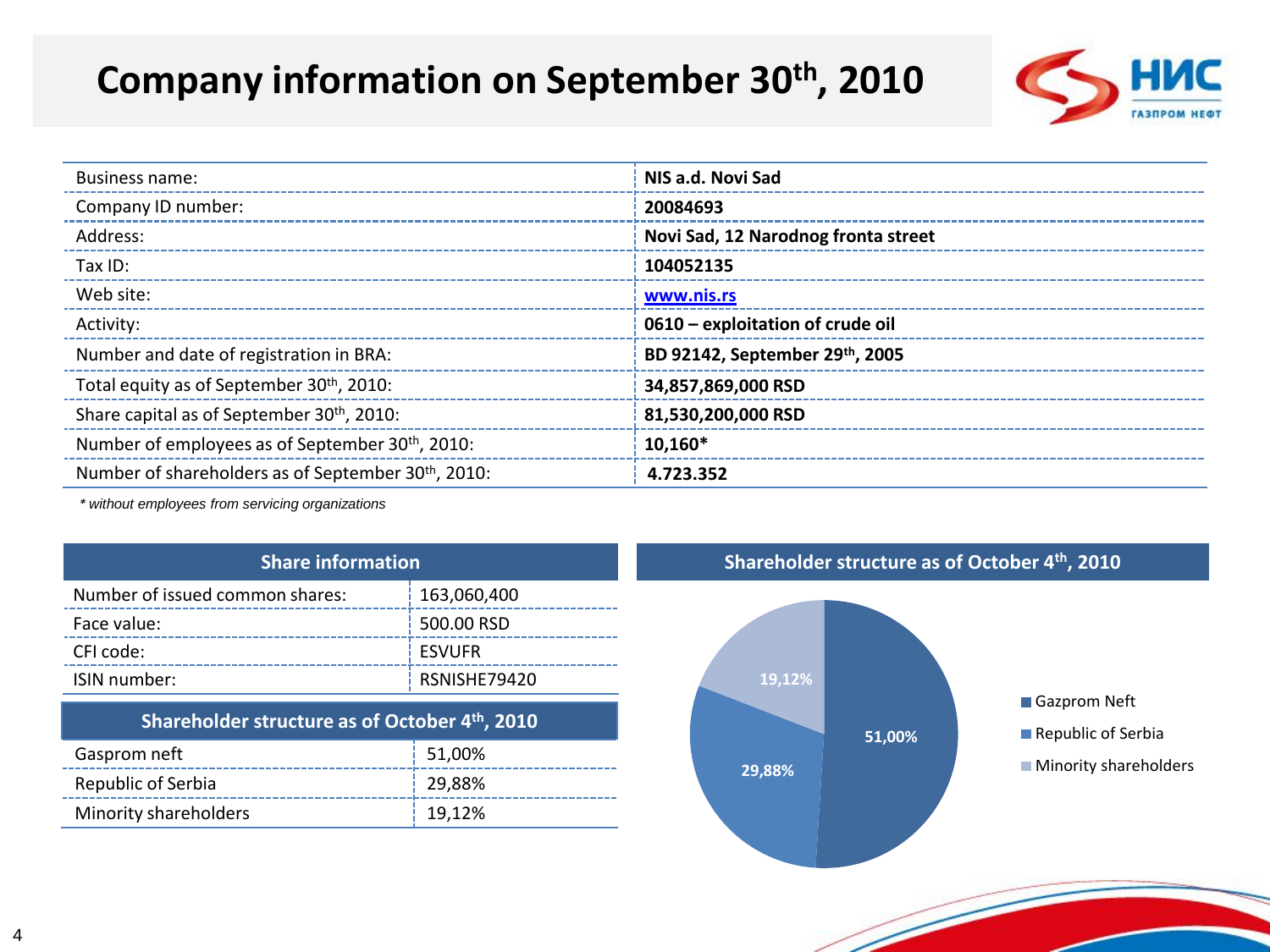# Company information on September 30th, 2010

| | |
|---|---|
| Business name: | **NIS a.d. Novi Sad** |
| Company ID number: | **20084693** |
| Address: | **Novi Sad, 12 Narodnog fronta street** |
| Tax ID: | **104052135** |
| Web site: | **www.nis.rs** |
| Activity: | **0610 – exploitation of crude oil** |
| Number and date of registration in BRA: | **BD 92142, September 29th, 2005** |
| Total equity as of September 30th, 2010: | **34,857,869,000 RSD** |
| Share capital as of September 30th, 2010: | **81,530,200,000 RSD** |
| Number of employees as of September 30th, 2010: | **10,160*** |
| Number of shareholders as of September 30th, 2010: | **4.723.352** |

*\* without employees from servicing organizations*

| Share information | |
|---|---|
| Number of issued common shares: | 163,060,400 |
| Face value: | 500.00 RSD |
| CFI code: | ESVUFR |
| ISIN number: | RSNISHE79420 |

| Shareholder structure as of October 4th, 2010 | |
|---|---|
| Gasprom neft | 51,00% |
| Republic of Serbia | 29,88% |
| Minority shareholders | 19,12% |

## Shareholder structure as of October 4th, 2010

- Gazprom Neft: 51,00%
- Republic of Serbia: 29,88%
- Minority shareholders: 19,12%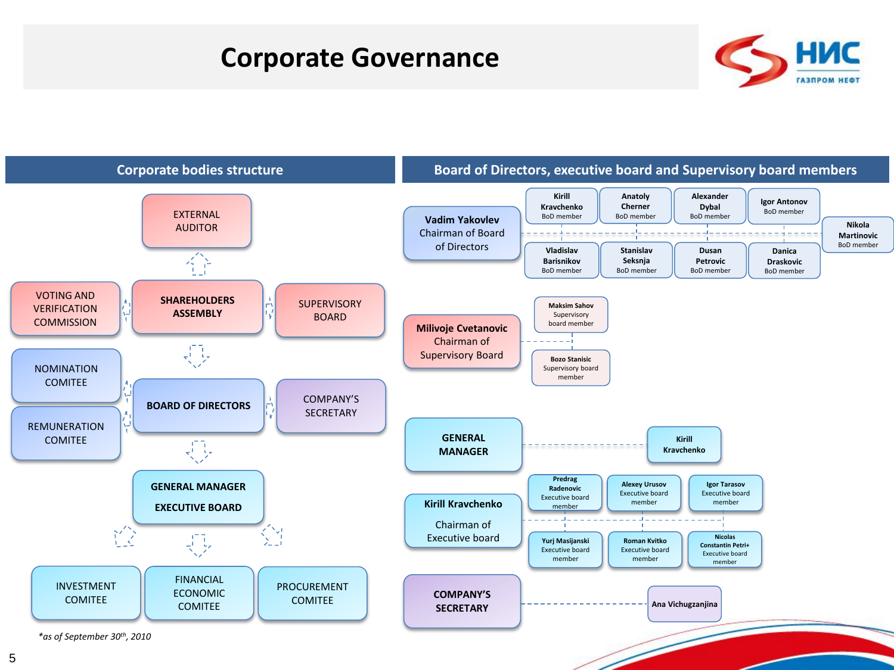# Corporate Governance

## Corporate bodies structure

EXTERNAL AUDITOR

VOTING AND VERIFICATION COMMISSION

**SHAREHOLDERS ASSEMBLY**

SUPERVISORY BOARD

NOMINATION COMITEE

REMUNERATION COMITEE

**BOARD OF DIRECTORS**

COMPANY'S SECRETARY

**GENERAL MANAGER**

**EXECUTIVE BOARD**

INVESTMENT COMITEE

FINANCIAL ECONOMIC COMITEE

PROCUREMENT COMITEE

*\*as of September 30th, 2010*

## Board of Directors, executive board and Supervisory board members

**Vadim Yakovlev**
Chairman of Board of Directors

- **Kirill Kravchenko** – BoD member
- **Anatoly Cherner** – BoD member
- **Alexander Dybal** – BoD member
- **Igor Antonov** – BoD member
- **Nikola Martinovic** – BoD member
- **Vladislav Barisnikov** – BoD member
- **Stanislav Seksnja** – BoD member
- **Dusan Petrovic** – BoD member
- **Danica Draskovic** – BoD member

**Milivoje Cvetanovic**
Chairman of Supervisory Board

- **Maksim Sahov** – Supervisory board member
- **Bozo Stanisic** – Supervisory board member

**GENERAL MANAGER**

- **Kirill Kravchenko**

**Kirill Kravchenko**
Chairman of Executive board

- **Predrag Radenovic** – Executive board member
- **Alexey Urusov** – Executive board member
- **Igor Tarasov** – Executive board member
- **Yurj Masijanski** – Executive board member
- **Roman Kvitko** – Executive board member
- **Nicolas Constantin Petri+** – Executive board member

**COMPANY'S SECRETARY**

- **Ana Vichugzanjina**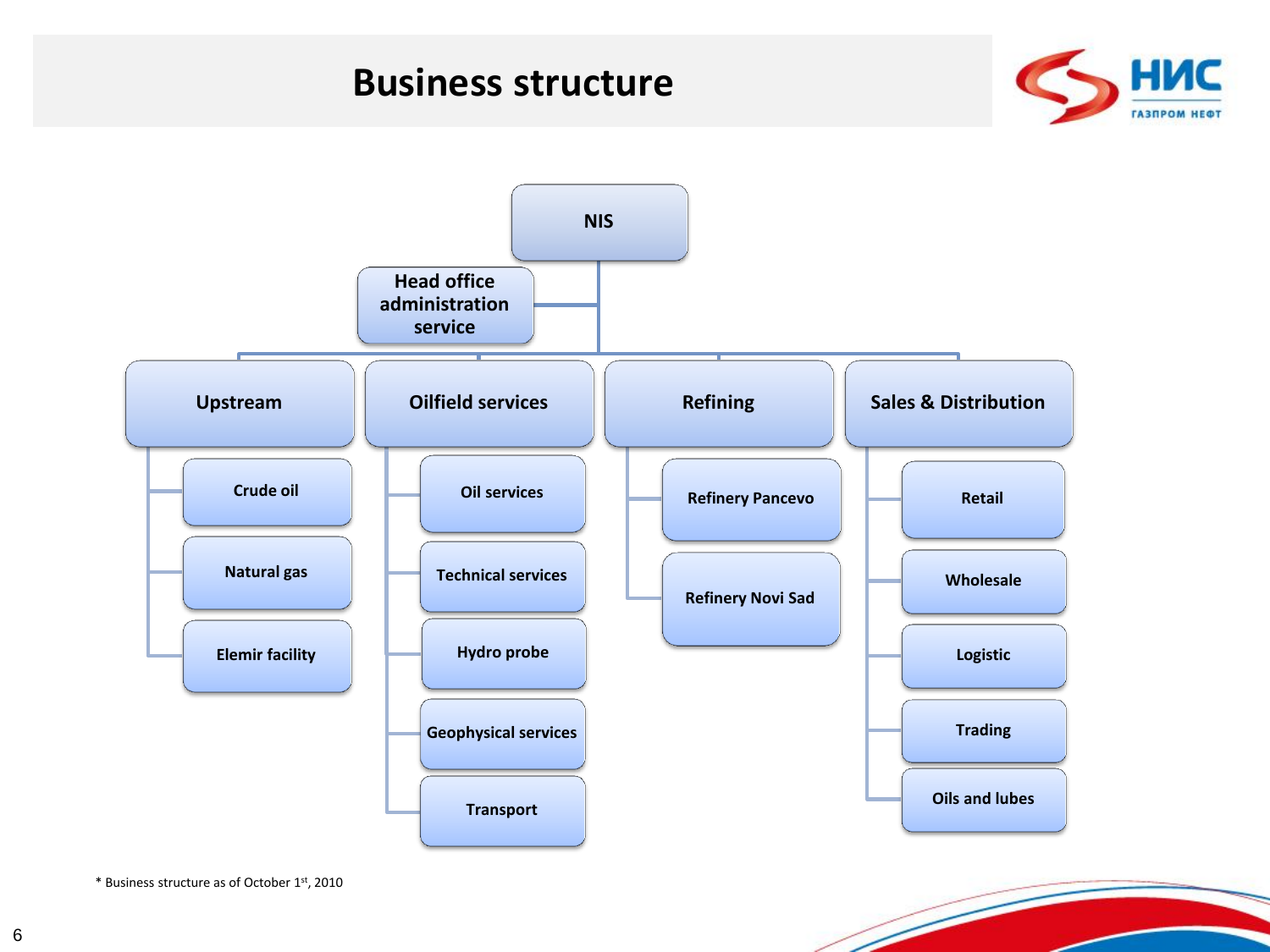# Business structure

- **NIS**
  - **Head office administration service**
  - **Upstream**
    - Crude oil
    - Natural gas
    - Elemir facility
  - **Oilfield services**
    - Oil services
    - Technical services
    - Hydro probe
    - Geophysical services
    - Transport
  - **Refining**
    - Refinery Pancevo
    - Refinery Novi Sad
  - **Sales & Distribution**
    - Retail
    - Wholesale
    - Logistic
    - Trading
    - Oils and lubes

* Business structure as of October 1st, 2010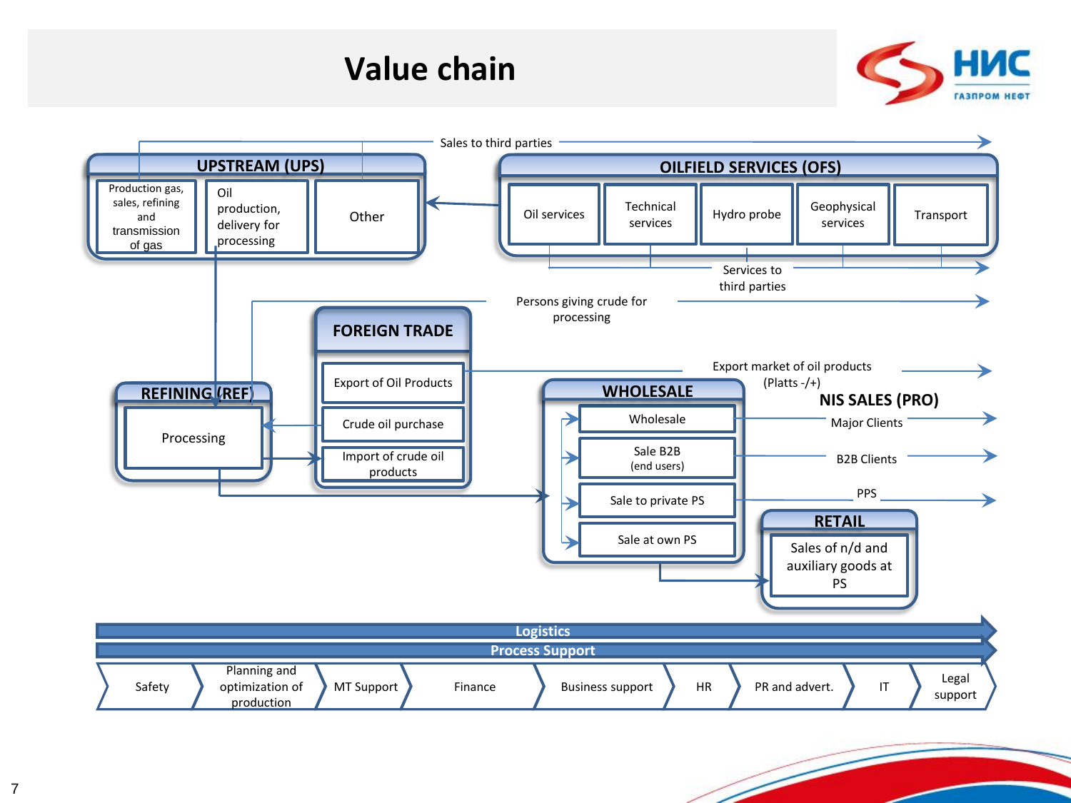# Value chain

НИС
ГАЗПРОМ НЕФТ

Sales to third parties

## UPSTREAM (UPS)

- Production gas, sales, refining and transmission of gas
- Oil production, delivery for processing
- Other

## OILFIELD SERVICES (OFS)

- Oil services
- Technical services
- Hydro probe
- Geophysical services
- Transport

Services to third parties

Persons giving crude for processing

## FOREIGN TRADE

- Export of Oil Products
- Crude oil purchase
- Import of crude oil products

## REFINING (REF)

- Processing

Export market of oil products (Platts -/+)

## WHOLESALE

- Wholesale
- Sale B2B (end users)
- Sale to private PS
- Sale at own PS

## NIS SALES (PRO)

- Major Clients
- B2B Clients
- PPS

## RETAIL

- Sales of n/d and auxiliary goods at PS

**Logistics**

**Process Support**

Safety | Planning and optimization of production | MT Support | Finance | Business support | HR | PR and advert. | IT | Legal support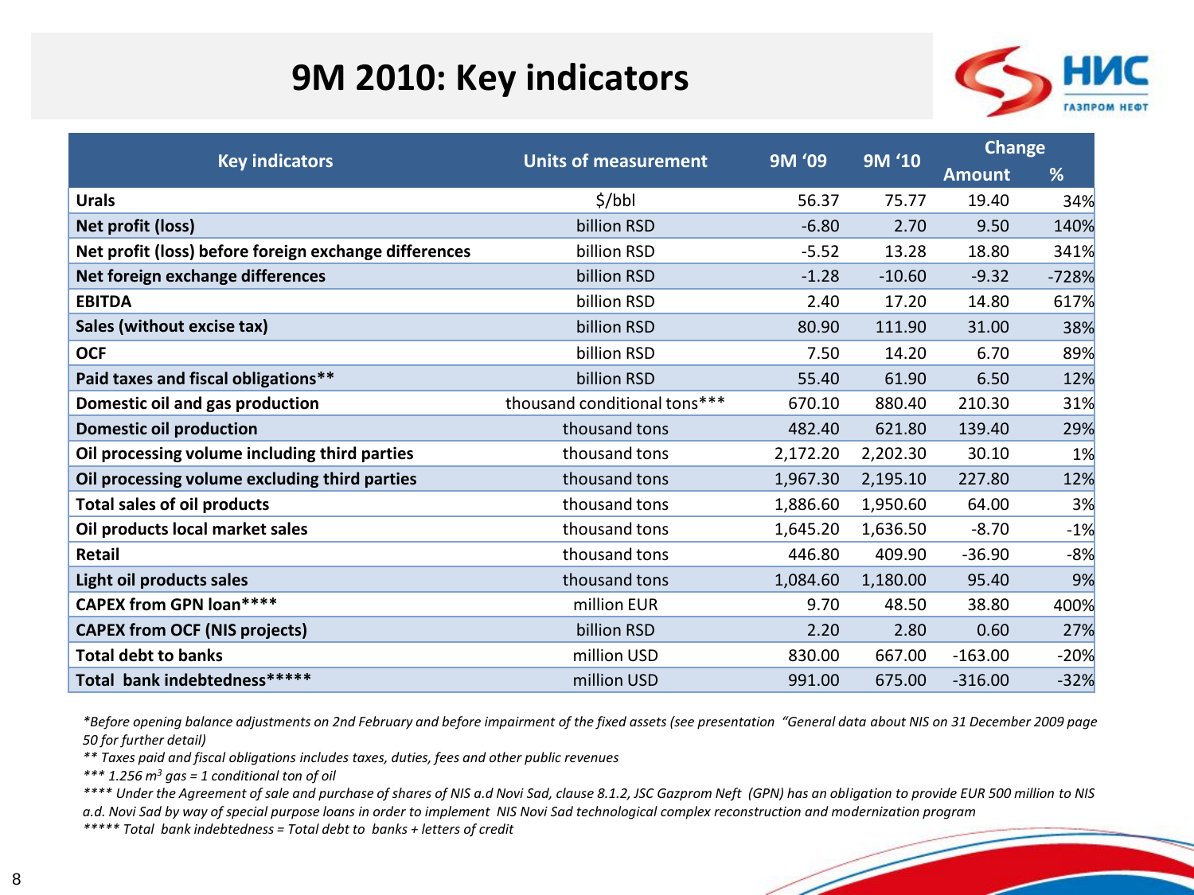# 9M 2010: Key indicators

| Key indicators | Units of measurement | 9M '09 | 9M '10 | Change | |
|---|---|---|---|---|---|
| | | | | Amount | % |
| **Urals** | $/bbl | 56.37 | 75.77 | 19.40 | 34% |
| **Net profit (loss)** | billion RSD | -6.80 | 2.70 | 9.50 | 140% |
| **Net profit (loss) before foreign exchange differences** | billion RSD | -5.52 | 13.28 | 18.80 | 341% |
| **Net foreign exchange differences** | billion RSD | -1.28 | -10.60 | -9.32 | -728% |
| **EBITDA** | billion RSD | 2.40 | 17.20 | 14.80 | 617% |
| **Sales (without excise tax)** | billion RSD | 80.90 | 111.90 | 31.00 | 38% |
| **OCF** | billion RSD | 7.50 | 14.20 | 6.70 | 89% |
| **Paid taxes and fiscal obligations**** | billion RSD | 55.40 | 61.90 | 6.50 | 12% |
| **Domestic oil and gas production** | thousand conditional tons*** | 670.10 | 880.40 | 210.30 | 31% |
| **Domestic oil production** | thousand tons | 482.40 | 621.80 | 139.40 | 29% |
| **Oil processing volume including third parties** | thousand tons | 2,172.20 | 2,202.30 | 30.10 | 1% |
| **Oil processing volume excluding third parties** | thousand tons | 1,967.30 | 2,195.10 | 227.80 | 12% |
| **Total sales of oil products** | thousand tons | 1,886.60 | 1,950.60 | 64.00 | 3% |
| **Oil products local market sales** | thousand tons | 1,645.20 | 1,636.50 | -8.70 | -1% |
| **Retail** | thousand tons | 446.80 | 409.90 | -36.90 | -8% |
| **Light oil products sales** | thousand tons | 1,084.60 | 1,180.00 | 95.40 | 9% |
| **CAPEX from GPN loan****** | million EUR | 9.70 | 48.50 | 38.80 | 400% |
| **CAPEX from OCF (NIS projects)** | billion RSD | 2.20 | 2.80 | 0.60 | 27% |
| **Total debt to banks** | million USD | 830.00 | 667.00 | -163.00 | -20% |
| **Total bank indebtedness******* | million USD | 991.00 | 675.00 | -316.00 | -32% |

*\*Before opening balance adjustments on 2nd February and before impairment of the fixed assets (see presentation "General data about NIS on 31 December 2009 page 50 for further detail)*

*\*\* Taxes paid and fiscal obligations includes taxes, duties, fees and other public revenues*

*\*\*\* 1.256 $m^3$ gas = 1 conditional ton of oil*

*\*\*\*\* Under the Agreement of sale and purchase of shares of NIS a.d Novi Sad, clause 8.1.2, JSC Gazprom Neft (GPN) has an obligation to provide EUR 500 million to NIS a.d. Novi Sad by way of special purpose loans in order to implement NIS Novi Sad technological complex reconstruction and modernization program*

*\*\*\*\*\* Total bank indebtedness = Total debt to banks + letters of credit*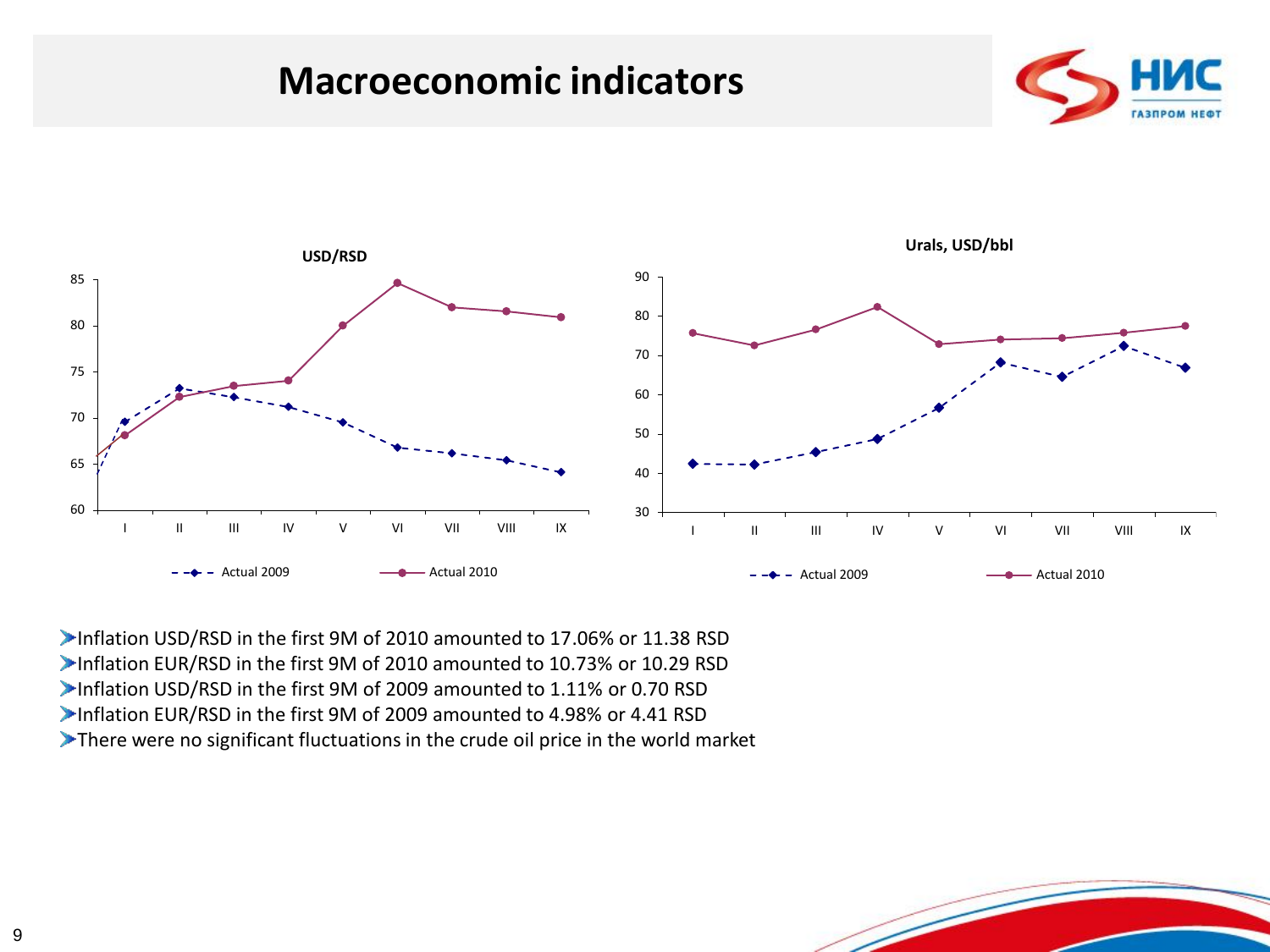# Macroeconomic indicators

**USD/RSD**

**Urals, USD/bbl**

- Inflation USD/RSD in the first 9M of 2010 amounted to 17.06% or 11.38 RSD
- Inflation EUR/RSD in the first 9M of 2010 amounted to 10.73% or 10.29 RSD
- Inflation USD/RSD in the first 9M of 2009 amounted to 1.11% or 0.70 RSD
- Inflation EUR/RSD in the first 9M of 2009 amounted to 4.98% or 4.41 RSD
- There were no significant fluctuations in the crude oil price in the world market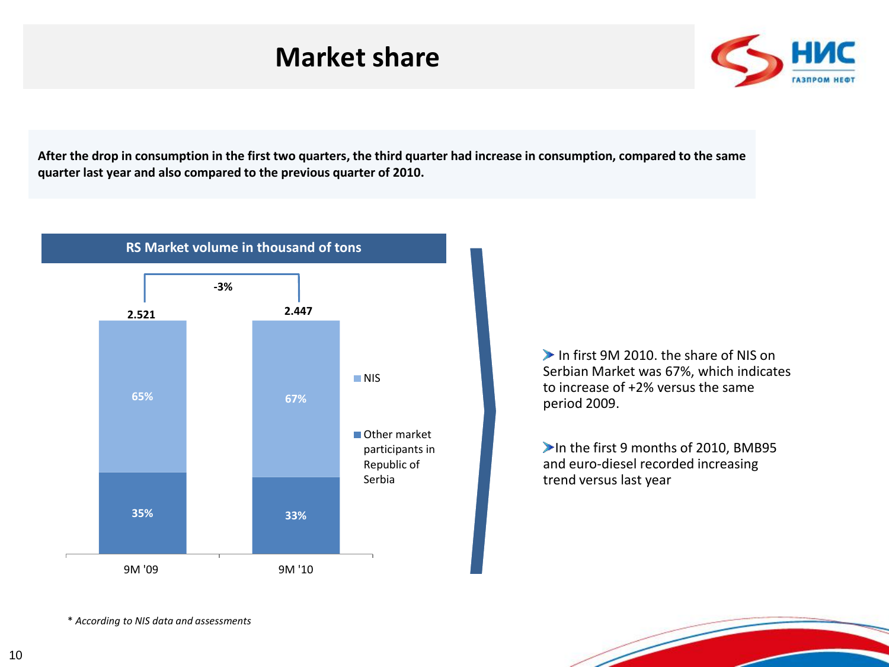# Market share

**After the drop in consumption in the first two quarters, the third quarter had increase in consumption, compared to the same quarter last year and also compared to the previous quarter of 2010.**

**RS Market volume in thousand of tons**

| | 9M '09 | 9M '10 |
|---|---|---|
| Total | 2.521 | 2.447 |
| NIS | 65% | 67% |
| Other market participants in Republic of Serbia | 35% | 33% |

Change: -3%

- In first 9M 2010. the share of NIS on Serbian Market was 67%, which indicates to increase of +2% versus the same period 2009.
- In the first 9 months of 2010, BMB95 and euro-diesel recorded increasing trend versus last year

*\* According to NIS data and assessments*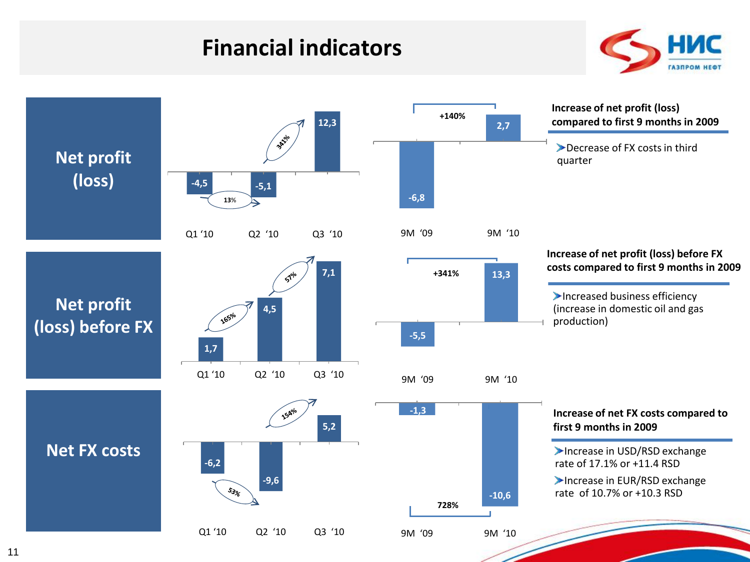# Financial indicators

## Net profit (loss)

| | Q1 '10 | Q2 '10 | Q3 '10 |
|---|---|---|---|
| Net profit (loss) | -4,5 | -5,1 | 12,3 |

Q1 '10 → Q2 '10: 13%; Q2 '10 → Q3 '10: 341%

| | 9M '09 | 9M '10 |
|---|---|---|
| Net profit (loss) | -6,8 | 2,7 |

+140%

**Increase of net profit (loss) compared to first 9 months in 2009**

- Decrease of FX costs in third quarter

## Net profit (loss) before FX

| | Q1 '10 | Q2 '10 | Q3 '10 |
|---|---|---|---|
| Net profit (loss) before FX | 1,7 | 4,5 | 7,1 |

Q1 '10 → Q2 '10: 165%; Q2 '10 → Q3 '10: 57%

| | 9M '09 | 9M '10 |
|---|---|---|
| Net profit (loss) before FX | -5,5 | 13,3 |

+341%

**Increase of net profit (loss) before FX costs compared to first 9 months in 2009**

- Increased business efficiency (increase in domestic oil and gas production)

## Net FX costs

| | Q1 '10 | Q2 '10 | Q3 '10 |
|---|---|---|---|
| Net FX costs | -6,2 | -9,6 | 5,2 |

Q1 '10 → Q2 '10: 53%; Q2 '10 → Q3 '10: 154%

| | 9M '09 | 9M '10 |
|---|---|---|
| Net FX costs | -1,3 | -10,6 |

728%

**Increase of net FX costs compared to first 9 months in 2009**

- Increase in USD/RSD exchange rate of 17.1% or +11.4 RSD
- Increase in EUR/RSD exchange rate of 10.7% or +10.3 RSD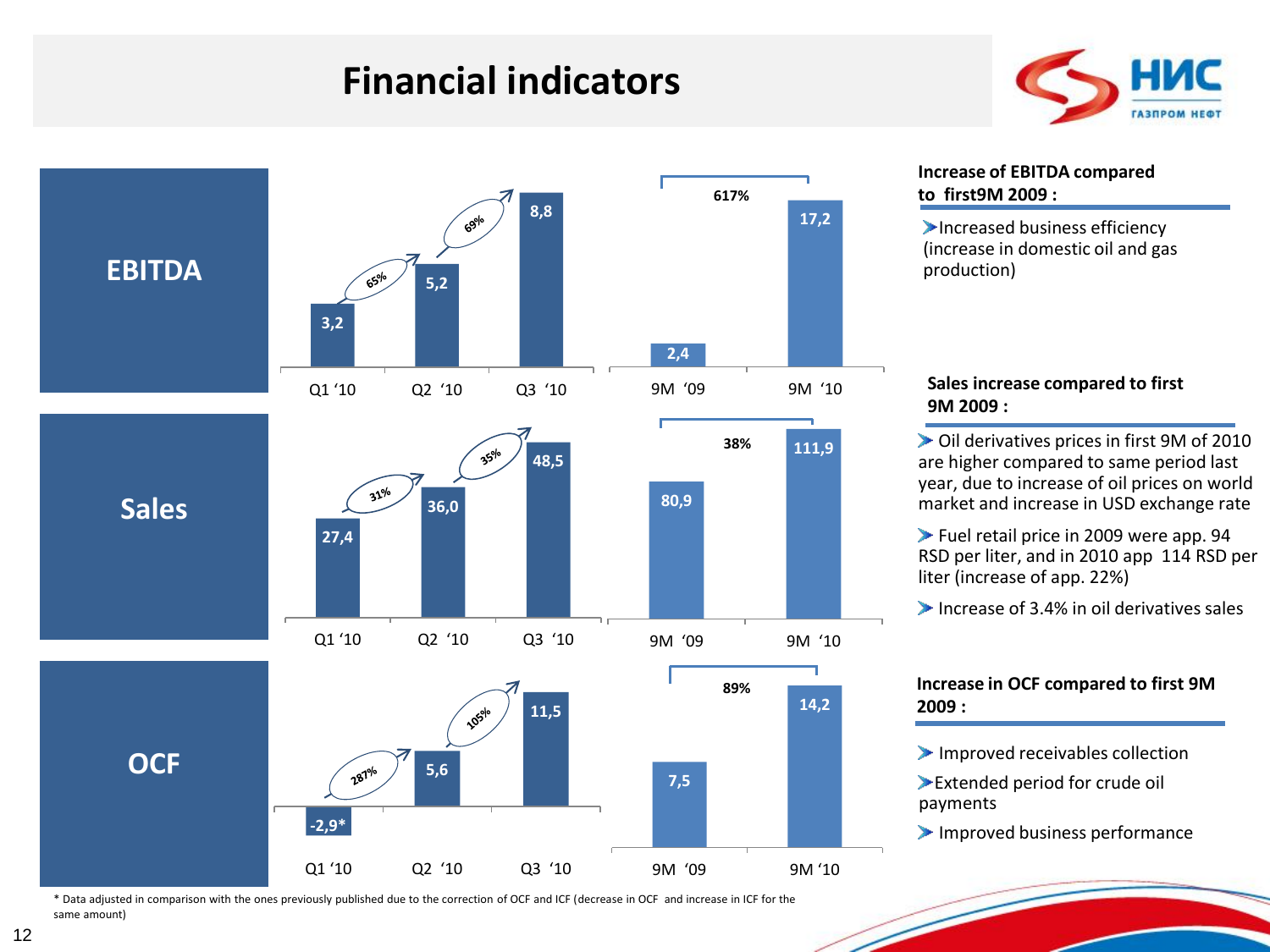# Financial indicators

НИС ГАЗПРОМ НЕФТ

## EBITDA

| | Q1 '10 | Q2 '10 | Q3 '10 | 9M '09 | 9M '10 |
|---|---|---|---|---|---|
| EBITDA | 3,2 | 5,2 | 8,8 | 2,4 | 17,2 |
| Growth | | 65% | 69% | | 617% |

**Increase of EBITDA compared to first9M 2009 :**

- Increased business efficiency (increase in domestic oil and gas production)

## Sales

| | Q1 '10 | Q2 '10 | Q3 '10 | 9M '09 | 9M '10 |
|---|---|---|---|---|---|
| Sales | 27,4 | 36,0 | 48,5 | 80,9 | 111,9 |
| Growth | | 31% | 35% | | 38% |

**Sales increase compared to first 9M 2009 :**

- Oil derivatives prices in first 9M of 2010 are higher compared to same period last year, due to increase of oil prices on world market and increase in USD exchange rate
- Fuel retail price in 2009 were app. 94 RSD per liter, and in 2010 app 114 RSD per liter (increase of app. 22%)
- Increase of 3.4% in oil derivatives sales

## OCF

| | Q1 '10 | Q2 '10 | Q3 '10 | 9M '09 | 9M '10 |
|---|---|---|---|---|---|
| OCF | -2,9* | 5,6 | 11,5 | 7,5 | 14,2 |
| Growth | | 287% | 105% | | 89% |

**Increase in OCF compared to first 9M 2009 :**

- Improved receivables collection
- Extended period for crude oil payments
- Improved business performance

* Data adjusted in comparison with the ones previously published due to the correction of OCF and ICF (decrease in OCF and increase in ICF for the same amount)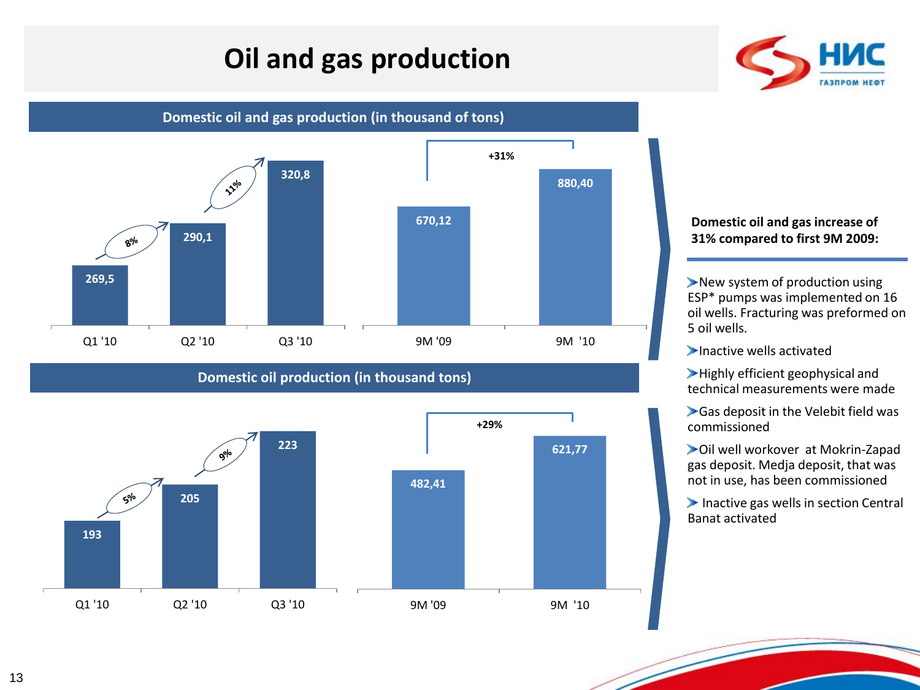# Oil and gas production

## Domestic oil and gas production (in thousand of tons)

| Period | Value |
| --- | --- |
| Q1 '10 | 269,5 |
| Q2 '10 | 290,1 |
| Q3 '10 | 320,8 |

Q1 '10 → Q2 '10: 8%; Q2 '10 → Q3 '10: 11%

| Period | Value |
| --- | --- |
| 9M '09 | 670,12 |
| 9M '10 | 880,40 |

+31%

## Domestic oil production (in thousand tons)

| Period | Value |
| --- | --- |
| Q1 '10 | 193 |
| Q2 '10 | 205 |
| Q3 '10 | 223 |

Q1 '10 → Q2 '10: 5%; Q2 '10 → Q3 '10: 9%

| Period | Value |
| --- | --- |
| 9M '09 | 482,41 |
| 9M '10 | 621,77 |

+29%

**Domestic oil and gas increase of 31% compared to first 9M 2009:**

- New system of production using ESP* pumps was implemented on 16 oil wells. Fracturing was preformed on 5 oil wells.
- Inactive wells activated
- Highly efficient geophysical and technical measurements were made
- Gas deposit in the Velebit field was commissioned
- Oil well workover at Mokrin-Zapad gas deposit. Medja deposit, that was not in use, has been commissioned
- Inactive gas wells in section Central Banat activated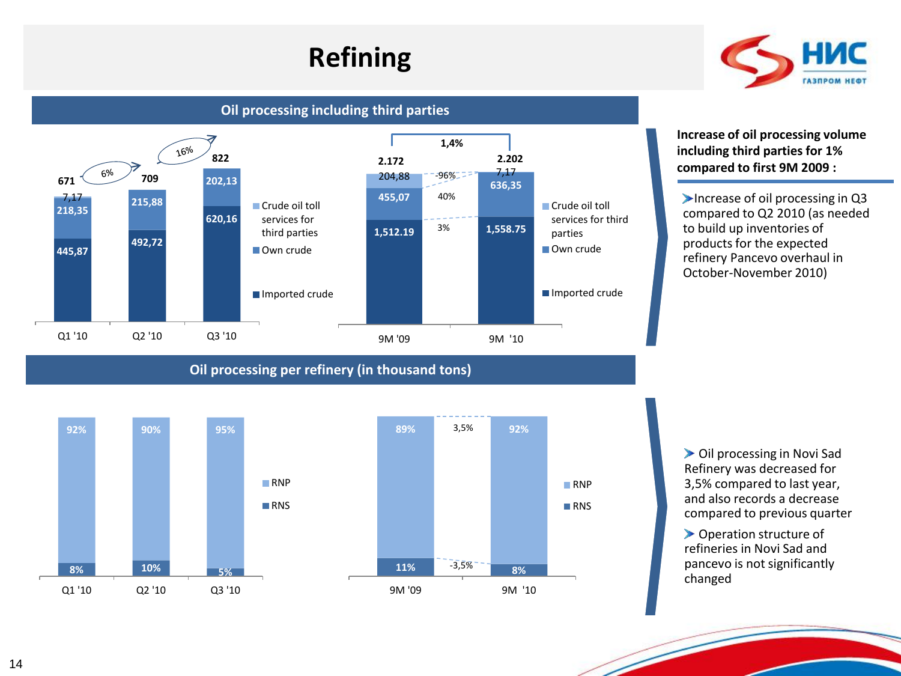# Refining

## Oil processing including third parties

| | Q1 '10 | Q2 '10 | Q3 '10 |
|---|---|---|---|
| Crude oil toll services for third parties | 7,17 | | 202,13 |
| Own crude | 218,35 | 215,88 | 620,16 |
| Imported crude | 445,87 | 492,72 | |
| Total | 671 | 709 | 822 |

Growth: Q1 '10 → Q2 '10: 6%; Q2 '10 → Q3 '10: 16%

| | 9M '09 | 9M '10 | Change |
|---|---|---|---|
| Crude oil toll services for third parties | 204,88 | 7,17 | -96% |
| Own crude | 455,07 | 636,35 | 40% |
| Imported crude | 1,512.19 | 1,558.75 | 3% |
| Total | 2.172 | 2.202 | 1,4% |

**Increase of oil processing volume including third parties for 1% compared to first 9M 2009 :**

- Increase of oil processing in Q3 compared to Q2 2010 (as needed to build up inventories of products for the expected refinery Pancevo overhaul in October-November 2010)

## Oil processing per refinery (in thousand tons)

| | Q1 '10 | Q2 '10 | Q3 '10 |
|---|---|---|---|
| RNP | 92% | 90% | 95% |
| RNS | 8% | 10% | 5% |

| | 9M '09 | 9M '10 | Change |
|---|---|---|---|
| RNP | 89% | 92% | 3,5% |
| RNS | 11% | 8% | -3,5% |

- Oil processing in Novi Sad Refinery was decreased for 3,5% compared to last year, and also records a decrease compared to previous quarter
- Operation structure of refineries in Novi Sad and pancevo is not significantly changed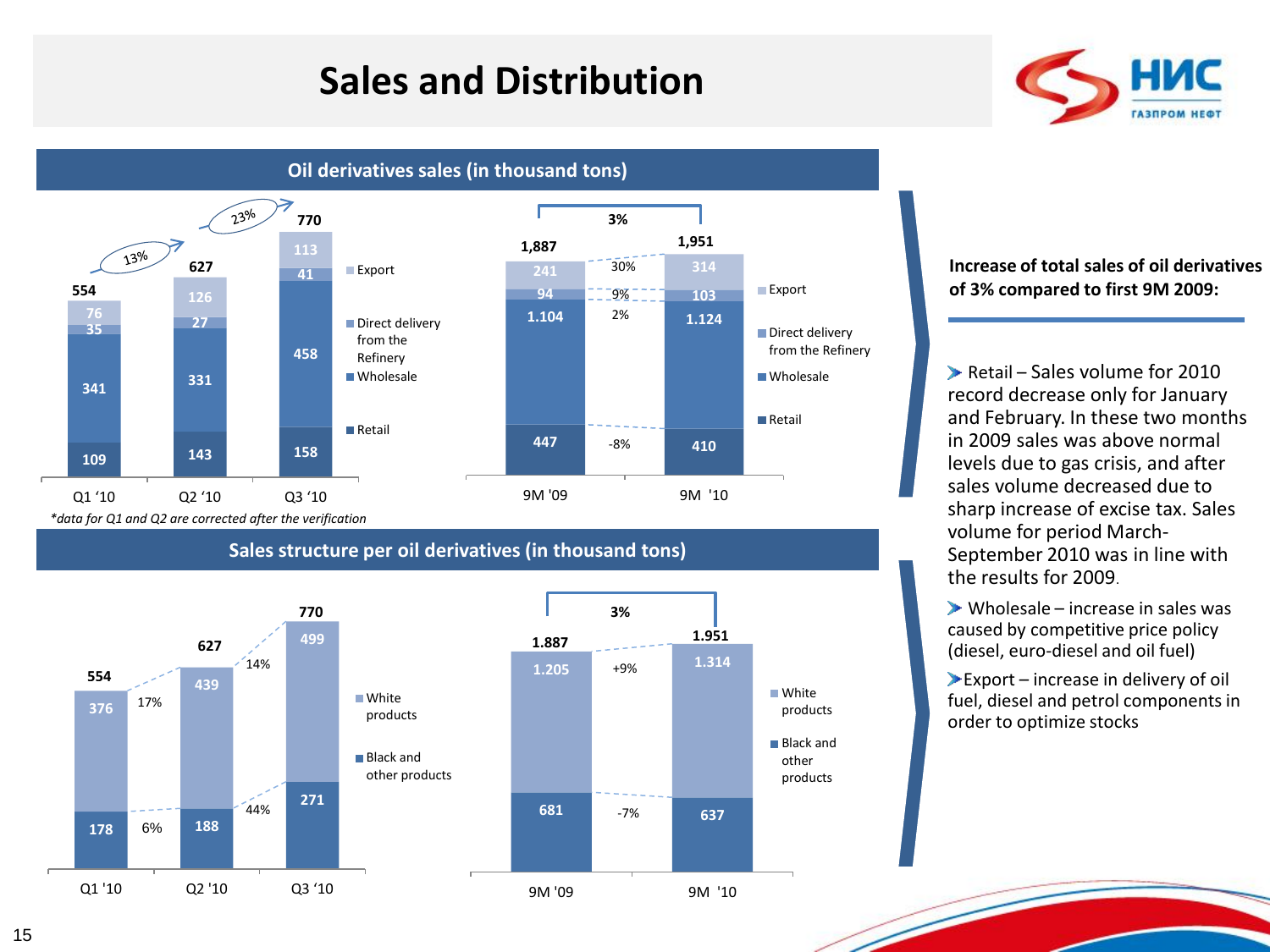# Sales and Distribution

## Oil derivatives sales (in thousand tons)

| | Q1 '10 | Q2 '10 | Q3 '10 |
|---|---|---|---|
| Export | 76 | 126 | 113 |
| Direct delivery from the Refinery | 35 | 27 | 41 |
| Wholesale | 341 | 331 | 458 |
| Retail | 109 | 143 | 158 |
| **Total** | **554** | **627** | **770** |

Growth: Q1 '10 → Q2 '10: 13%; Q2 '10 → Q3 '10: 23%

*data for Q1 and Q2 are corrected after the verification*

| | 9M '09 | 9M '10 | Change |
|---|---|---|---|
| Export | 241 | 314 | 30% |
| Direct delivery from the Refinery | 94 | 103 | 9% |
| Wholesale | 1.104 | 1.124 | 2% |
| Retail | 447 | 410 | -8% |
| **Total** | **1,887** | **1,951** | **3%** |

## Sales structure per oil derivatives (in thousand tons)

| | Q1 '10 | Q2 '10 | Q3 '10 |
|---|---|---|---|
| White products | 376 | 439 | 499 |
| Black and other products | 178 | 188 | 271 |
| **Total** | **554** | **627** | **770** |

Growth: White products Q1→Q2: 17%, Q2→Q3: 14%; Black and other products Q1→Q2: 6%, Q2→Q3: 44%

| | 9M '09 | 9M '10 | Change |
|---|---|---|---|
| White products | 1.205 | 1.314 | +9% |
| Black and other products | 681 | 637 | -7% |
| **Total** | **1.887** | **1.951** | **3%** |

**Increase of total sales of oil derivatives of 3% compared to first 9M 2009:**

- Retail – Sales volume for 2010 record decrease only for January and February. In these two months in 2009 sales was above normal levels due to gas crisis, and after sales volume decreased due to sharp increase of excise tax. Sales volume for period March-September 2010 was in line with the results for 2009.
- Wholesale – increase in sales was caused by competitive price policy (diesel, euro-diesel and oil fuel)
- Export – increase in delivery of oil fuel, diesel and petrol components in order to optimize stocks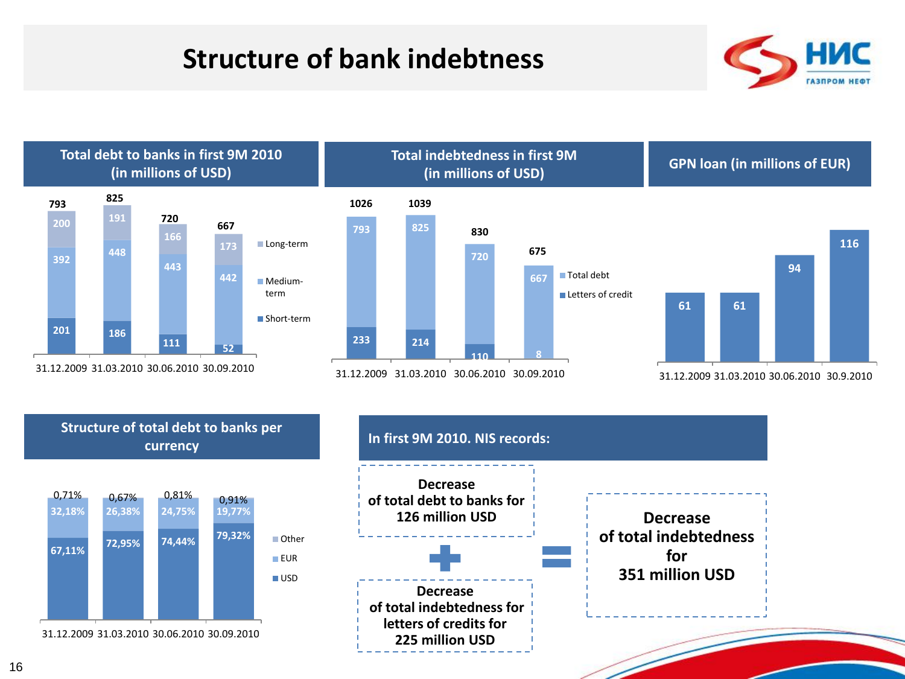# Structure of bank indebtness

## Total debt to banks in first 9M 2010 (in millions of USD)

| | 31.12.2009 | 31.03.2010 | 30.06.2010 | 30.09.2010 |
|---|---|---|---|---|
| Long-term | 200 | 191 | 166 | 173 |
| Medium-term | 392 | 448 | 443 | 442 |
| Short-term | 201 | 186 | 111 | 52 |
| **Total** | **793** | **825** | **720** | **667** |

## Total indebtedness in first 9M (in millions of USD)

| | 31.12.2009 | 31.03.2010 | 30.06.2010 | 30.09.2010 |
|---|---|---|---|---|
| Total debt | 793 | 825 | 720 | 667 |
| Letters of credit | 233 | 214 | 110 | 8 |
| **Total** | **1026** | **1039** | **830** | **675** |

## GPN loan (in millions of EUR)

| 31.12.2009 | 31.03.2010 | 30.06.2010 | 30.9.2010 |
|---|---|---|---|
| 61 | 61 | 94 | 116 |

## Structure of total debt to banks per currency

| | 31.12.2009 | 31.03.2010 | 30.06.2010 | 30.09.2010 |
|---|---|---|---|---|
| Other | 0,71% | 0,67% | 0,81% | 0,91% |
| EUR | 32,18% | 26,38% | 24,75% | 19,77% |
| USD | 67,11% | 72,95% | 74,44% | 79,32% |

## In first 9M 2010. NIS records:

**Decrease of total debt to banks for 126 million USD**

**+**

**Decrease of total indebtedness for letters of credits for 225 million USD**

**=**

**Decrease of total indebtedness for 351 million USD**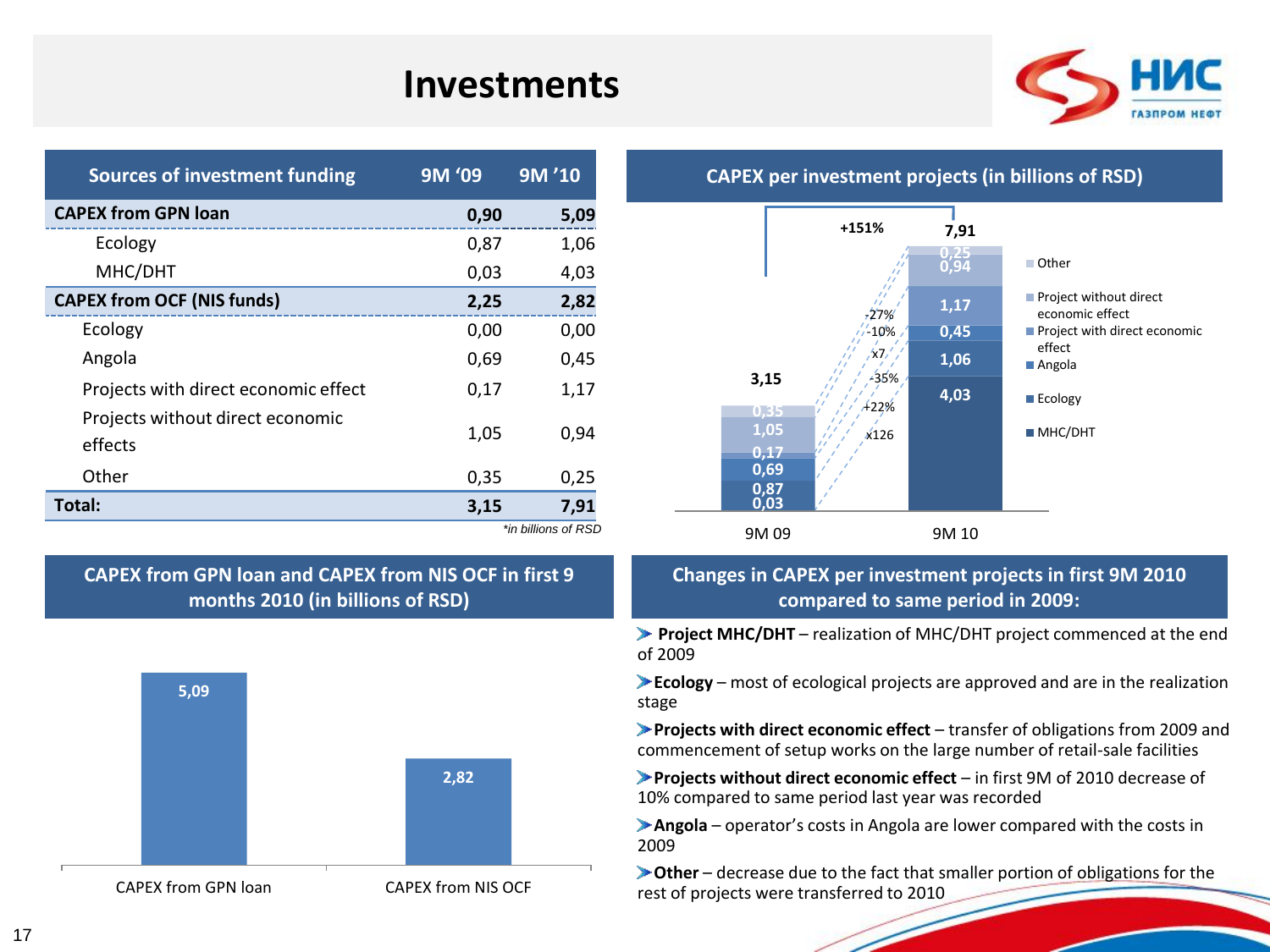# Investments

| Sources of investment funding | 9M '09 | 9M '10 |
| --- | --- | --- |
| **CAPEX from GPN loan** | **0,90** | **5,09** |
| Ecology | 0,87 | 1,06 |
| MHC/DHT | 0,03 | 4,03 |
| **CAPEX from OCF (NIS funds)** | **2,25** | **2,82** |
| Ecology | 0,00 | 0,00 |
| Angola | 0,69 | 0,45 |
| Projects with direct economic effect | 0,17 | 1,17 |
| Projects without direct economic effects | 1,05 | 0,94 |
| Other | 0,35 | 0,25 |
| **Total:** | **3,15** | **7,91** |

*\*in billions of RSD*

## CAPEX per investment projects (in billions of RSD)

| | 9M 09 | 9M 10 | Change |
| --- | --- | --- | --- |
| Other | 0,35 | 0,25 | -27% |
| Project without direct economic effect | 1,05 | 0,94 | -10% |
| Project with direct economic effect | 0,17 | 1,17 | x7 |
| Angola | 0,69 | 0,45 | -35% |
| Ecology | 0,87 | 1,06 | +22% |
| MHC/DHT | 0,03 | 4,03 | x126 |
| **Total** | **3,15** | **7,91** | **+151%** |

## CAPEX from GPN loan and CAPEX from NIS OCF in first 9 months 2010 (in billions of RSD)

| CAPEX from GPN loan | CAPEX from NIS OCF |
| --- | --- |
| 5,09 | 2,82 |

## Changes in CAPEX per investment projects in first 9M 2010 compared to same period in 2009:

- **Project MHC/DHT** – realization of MHC/DHT project commenced at the end of 2009
- **Ecology** – most of ecological projects are approved and are in the realization stage
- **Projects with direct economic effect** – transfer of obligations from 2009 and commencement of setup works on the large number of retail-sale facilities
- **Projects without direct economic effect** – in first 9M of 2010 decrease of 10% compared to same period last year was recorded
- **Angola** – operator's costs in Angola are lower compared with the costs in 2009
- **Other** – decrease due to the fact that smaller portion of obligations for the rest of projects were transferred to 2010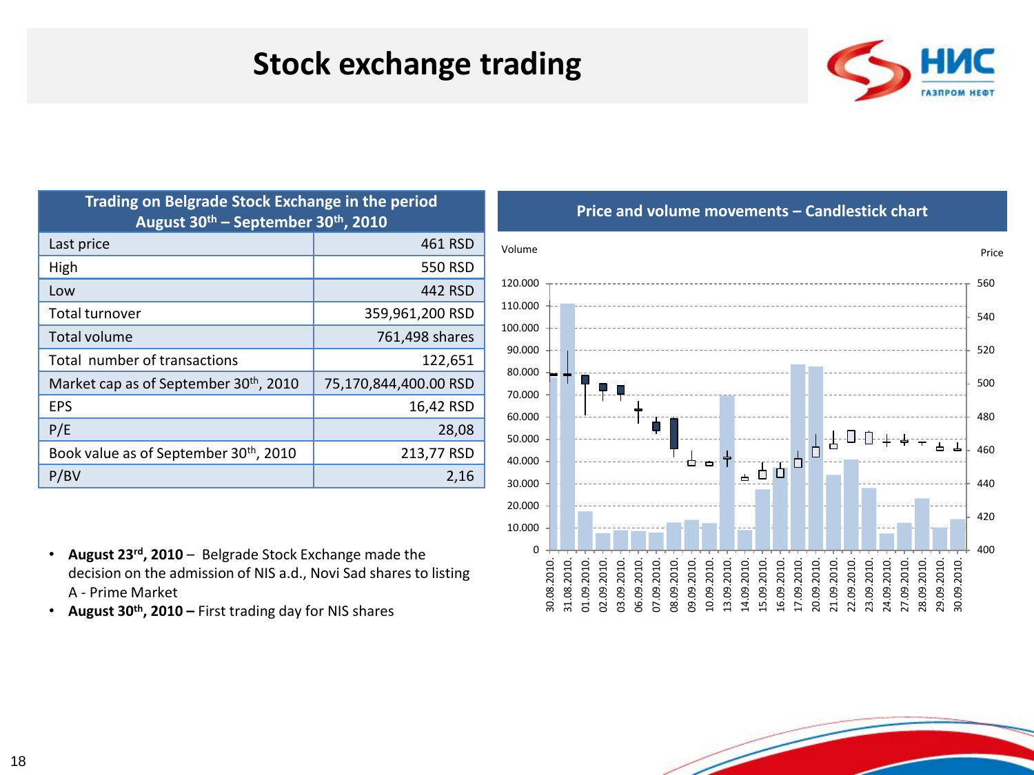# Stock exchange trading

| Trading on Belgrade Stock Exchange in the period August 30th – September 30th, 2010 | |
|---|---|
| Last price | 461 RSD |
| High | 550 RSD |
| Low | 442 RSD |
| Total turnover | 359,961,200 RSD |
| Total volume | 761,498 shares |
| Total number of transactions | 122,651 |
| Market cap as of September 30th, 2010 | 75,170,844,400.00 RSD |
| EPS | 16,42 RSD |
| P/E | 28,08 |
| Book value as of September 30th, 2010 | 213,77 RSD |
| P/BV | 2,16 |

- **August 23rd, 2010** – Belgrade Stock Exchange made the decision on the admission of NIS a.d., Novi Sad shares to listing A - Prime Market
- **August 30th, 2010 –** First trading day for NIS shares

## Price and volume movements – Candlestick chart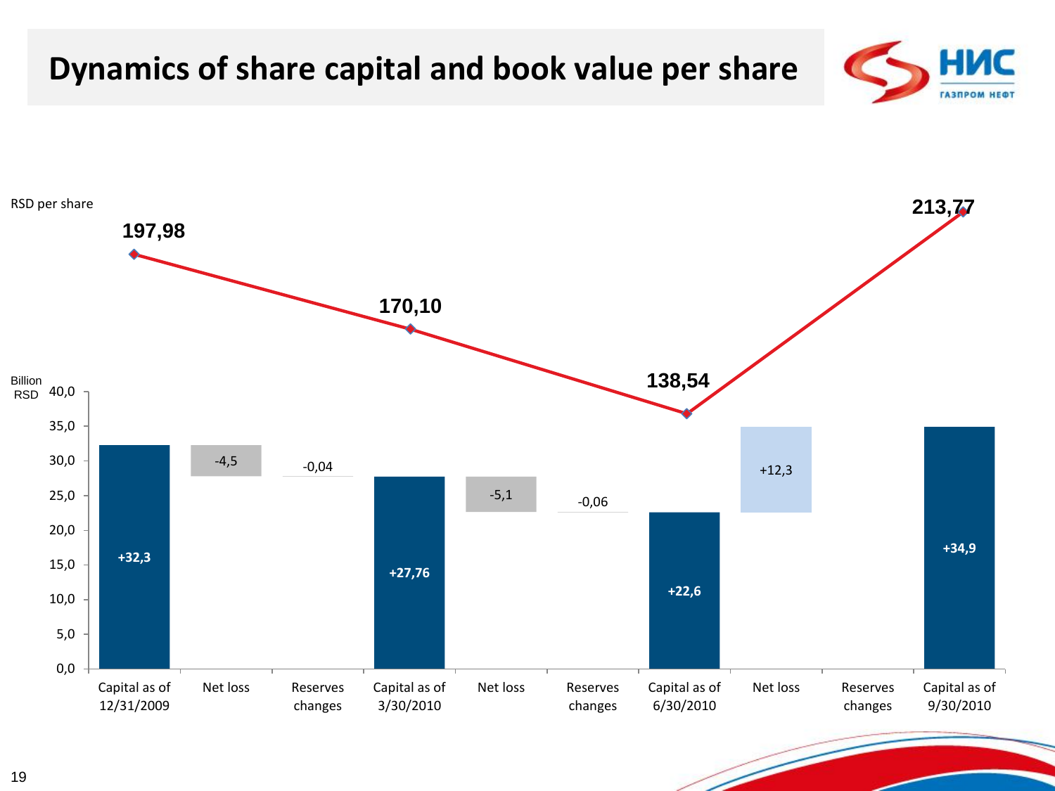# Dynamics of share capital and book value per share

RSD per share

| | Capital as of 12/31/2009 | Net loss | Reserves changes | Capital as of 3/30/2010 | Net loss | Reserves changes | Capital as of 6/30/2010 | Net loss | Reserves changes | Capital as of 9/30/2010 |
|---|---|---|---|---|---|---|---|---|---|---|
| Book value per share (RSD per share) | 197,98 | | | 170,10 | | | 138,54 | | | 213,77 |
| Billion RSD | +32,3 | -4,5 | -0,04 | +27,76 | -5,1 | -0,06 | +22,6 | +12,3 | | +34,9 |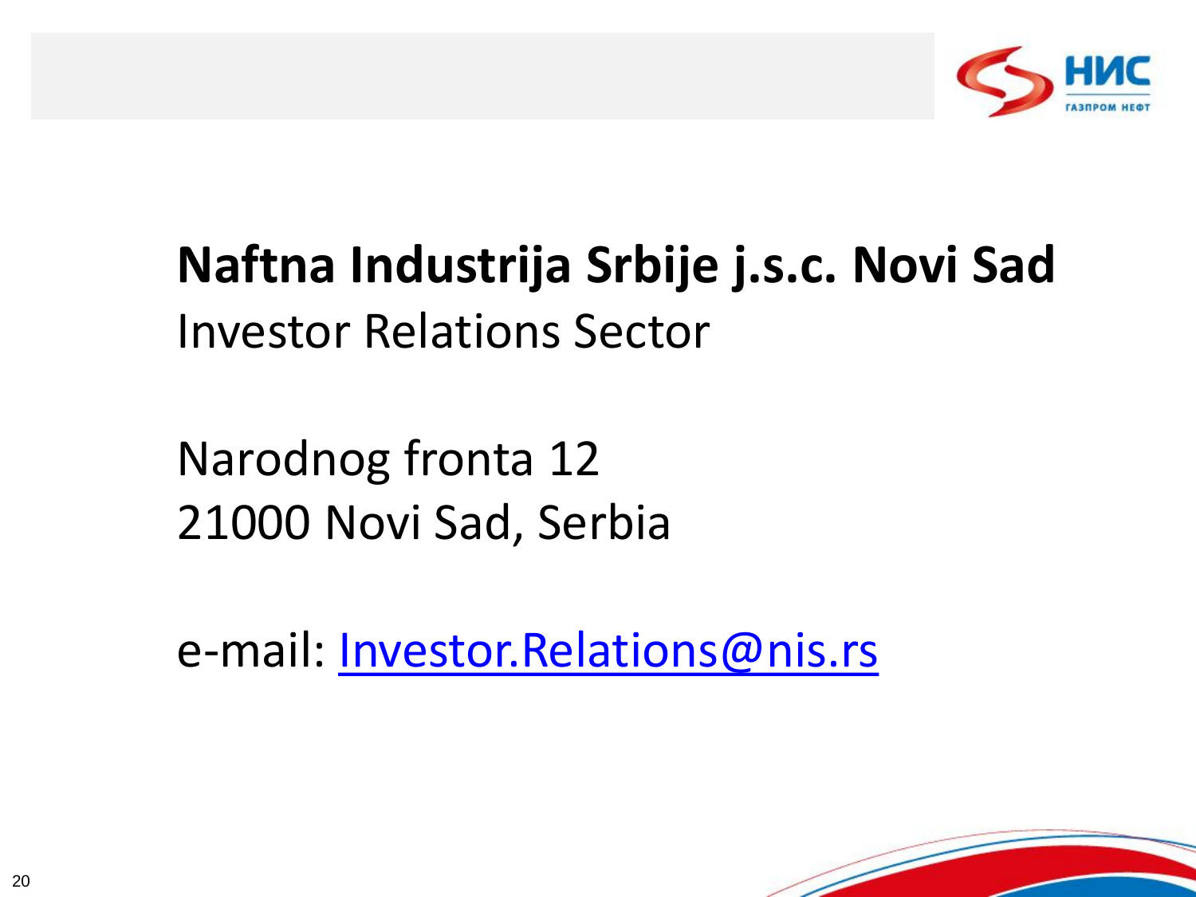**Naftna Industrija Srbije j.s.c. Novi Sad**
Investor Relations Sector

Narodnog fronta 12
21000 Novi Sad, Serbia

e-mail: Investor.Relations@nis.rs